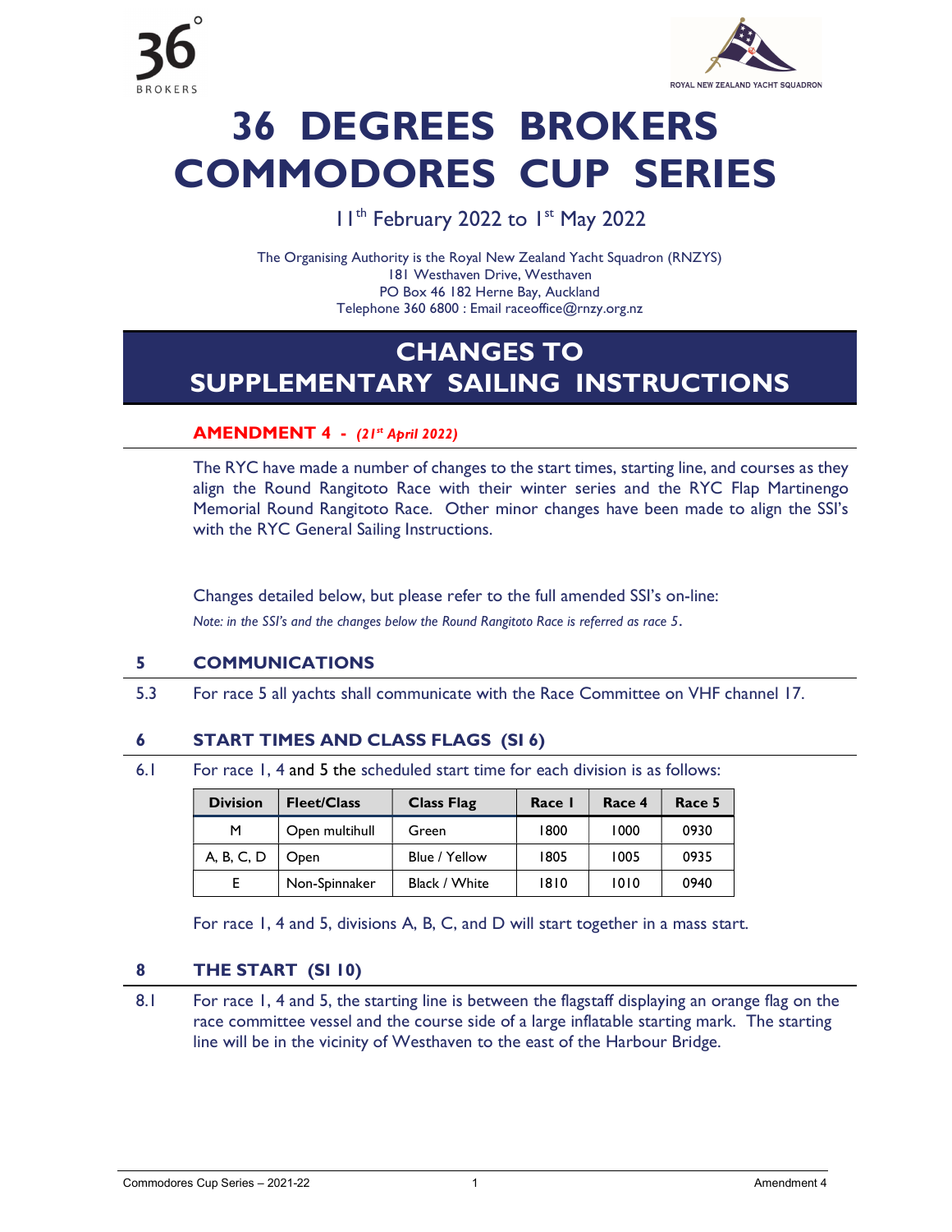36 BROKERS

ROYAL NEW ZEALAND YACHT SQUADRON

# 36 DEGREES BROKERS COMMODORES CUP SERIES

11th February 2022 to 1st May 2022

The Organising Authority is the Royal New Zealand Yacht Squadron (RNZYS)
181 Westhaven Drive, Westhaven
PO Box 46 182 Herne Bay, Auckland
Telephone 360 6800 : Email raceoffice@rnzy.org.nz

# CHANGES TO SUPPLEMENTARY SAILING INSTRUCTIONS

## AMENDMENT 4 - *(21st April 2022)*

The RYC have made a number of changes to the start times, starting line, and courses as they align the Round Rangitoto Race with their winter series and the RYC Flap Martinengo Memorial Round Rangitoto Race. Other minor changes have been made to align the SSI's with the RYC General Sailing Instructions.

Changes detailed below, but please refer to the full amended SSI's on-line:

*Note: in the SSI's and the changes below the Round Rangitoto Race is referred as race 5.*

## 5 COMMUNICATIONS

5.3 For race 5 all yachts shall communicate with the Race Committee on VHF channel 17.

## 6 START TIMES AND CLASS FLAGS (SI 6)

6.1 For race 1, 4 and 5 the scheduled start time for each division is as follows:

| Division | Fleet/Class | Class Flag | Race 1 | Race 4 | Race 5 |
|---|---|---|---|---|---|
| M | Open multihull | Green | 1800 | 1000 | 0930 |
| A, B, C, D | Open | Blue / Yellow | 1805 | 1005 | 0935 |
| E | Non-Spinnaker | Black / White | 1810 | 1010 | 0940 |

For race 1, 4 and 5, divisions A, B, C, and D will start together in a mass start.

## 8 THE START (SI 10)

8.1 For race 1, 4 and 5, the starting line is between the flagstaff displaying an orange flag on the race committee vessel and the course side of a large inflatable starting mark. The starting line will be in the vicinity of Westhaven to the east of the Harbour Bridge.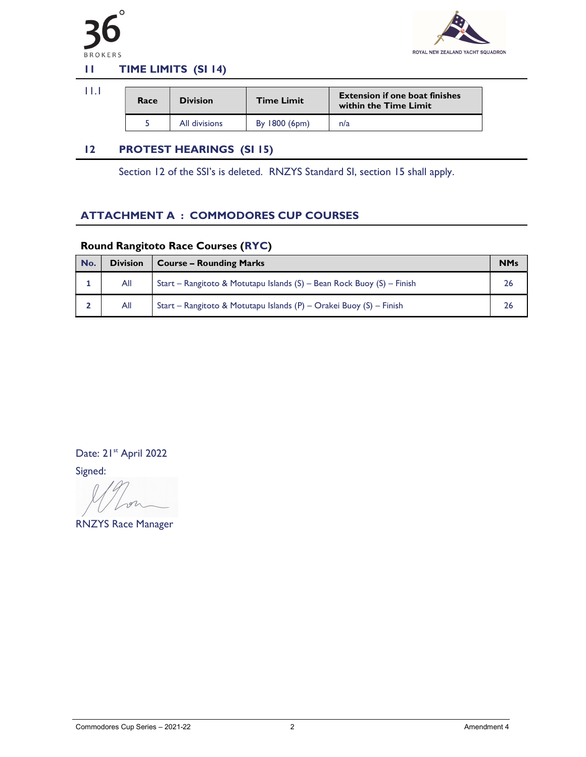## 11 TIME LIMITS (SI 14)

11.1

| Race | Division | Time Limit | Extension if one boat finishes within the Time Limit |
|---|---|---|---|
| 5 | All divisions | By 1800 (6pm) | n/a |

## 12 PROTEST HEARINGS (SI 15)

Section 12 of the SSI's is deleted. RNZYS Standard SI, section 15 shall apply.

## ATTACHMENT A : COMMODORES CUP COURSES

### Round Rangitoto Race Courses (RYC)

| No. | Division | Course – Rounding Marks | NMs |
|---|---|---|---|
| 1 | All | Start – Rangitoto & Motutapu Islands (S) – Bean Rock Buoy (S) – Finish | 26 |
| 2 | All | Start – Rangitoto & Motutapu Islands (P) – Orakei Buoy (S) – Finish | 26 |

Date: 21st April 2022

Signed:

RNZYS Race Manager